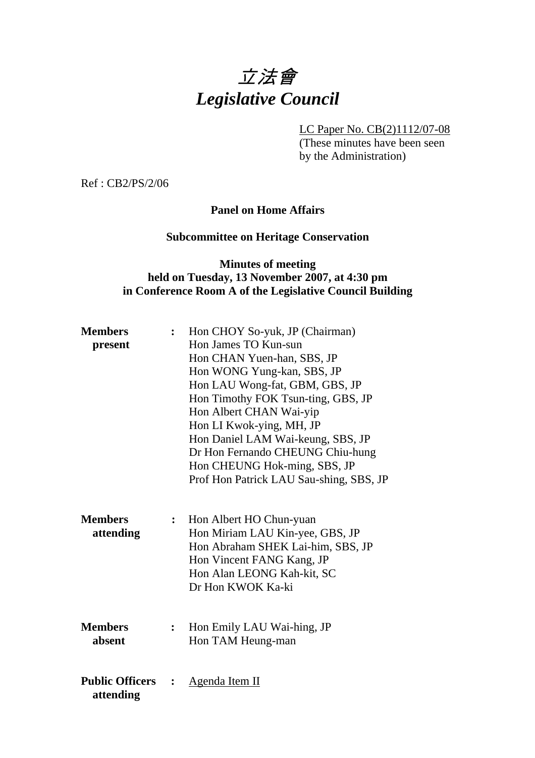# *立法會*
# *Legislative Council*

LC Paper No. CB(2)1112/07-08
(These minutes have been seen by the Administration)

Ref : CB2/PS/2/06

**Panel on Home Affairs**

**Subcommittee on Heritage Conservation**

**Minutes of meeting**
**held on Tuesday, 13 November 2007, at 4:30 pm**
**in Conference Room A of the Legislative Council Building**

**Members present** : Hon CHOY So-yuk, JP (Chairman)
Hon James TO Kun-sun
Hon CHAN Yuen-han, SBS, JP
Hon WONG Yung-kan, SBS, JP
Hon LAU Wong-fat, GBM, GBS, JP
Hon Timothy FOK Tsun-ting, GBS, JP
Hon Albert CHAN Wai-yip
Hon LI Kwok-ying, MH, JP
Hon Daniel LAM Wai-keung, SBS, JP
Dr Hon Fernando CHEUNG Chiu-hung
Hon CHEUNG Hok-ming, SBS, JP
Prof Hon Patrick LAU Sau-shing, SBS, JP

**Members attending** : Hon Albert HO Chun-yuan
Hon Miriam LAU Kin-yee, GBS, JP
Hon Abraham SHEK Lai-him, SBS, JP
Hon Vincent FANG Kang, JP
Hon Alan LEONG Kah-kit, SC
Dr Hon KWOK Ka-ki

**Members absent** : Hon Emily LAU Wai-hing, JP
Hon TAM Heung-man

**Public Officers attending** : Agenda Item II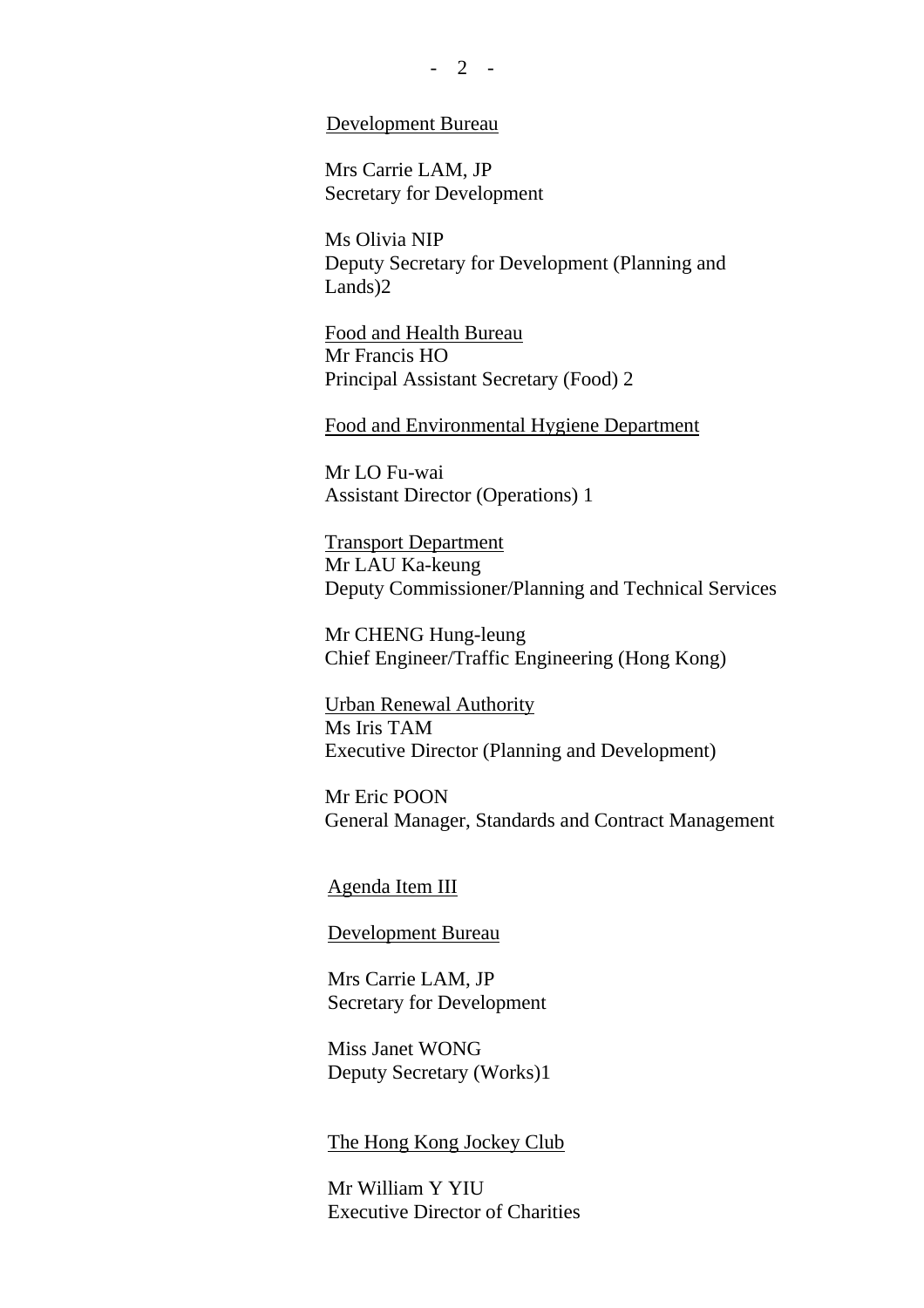Development Bureau

Mrs Carrie LAM, JP
Secretary for Development

Ms Olivia NIP
Deputy Secretary for Development (Planning and Lands)2

Food and Health Bureau
Mr Francis HO
Principal Assistant Secretary (Food) 2

Food and Environmental Hygiene Department

Mr LO Fu-wai
Assistant Director (Operations) 1

Transport Department
Mr LAU Ka-keung
Deputy Commissioner/Planning and Technical Services

Mr CHENG Hung-leung
Chief Engineer/Traffic Engineering (Hong Kong)

Urban Renewal Authority
Ms Iris TAM
Executive Director (Planning and Development)

Mr Eric POON
General Manager, Standards and Contract Management

Agenda Item III

Development Bureau

Mrs Carrie LAM, JP
Secretary for Development

Miss Janet WONG
Deputy Secretary (Works)1

The Hong Kong Jockey Club

Mr William Y YIU
Executive Director of Charities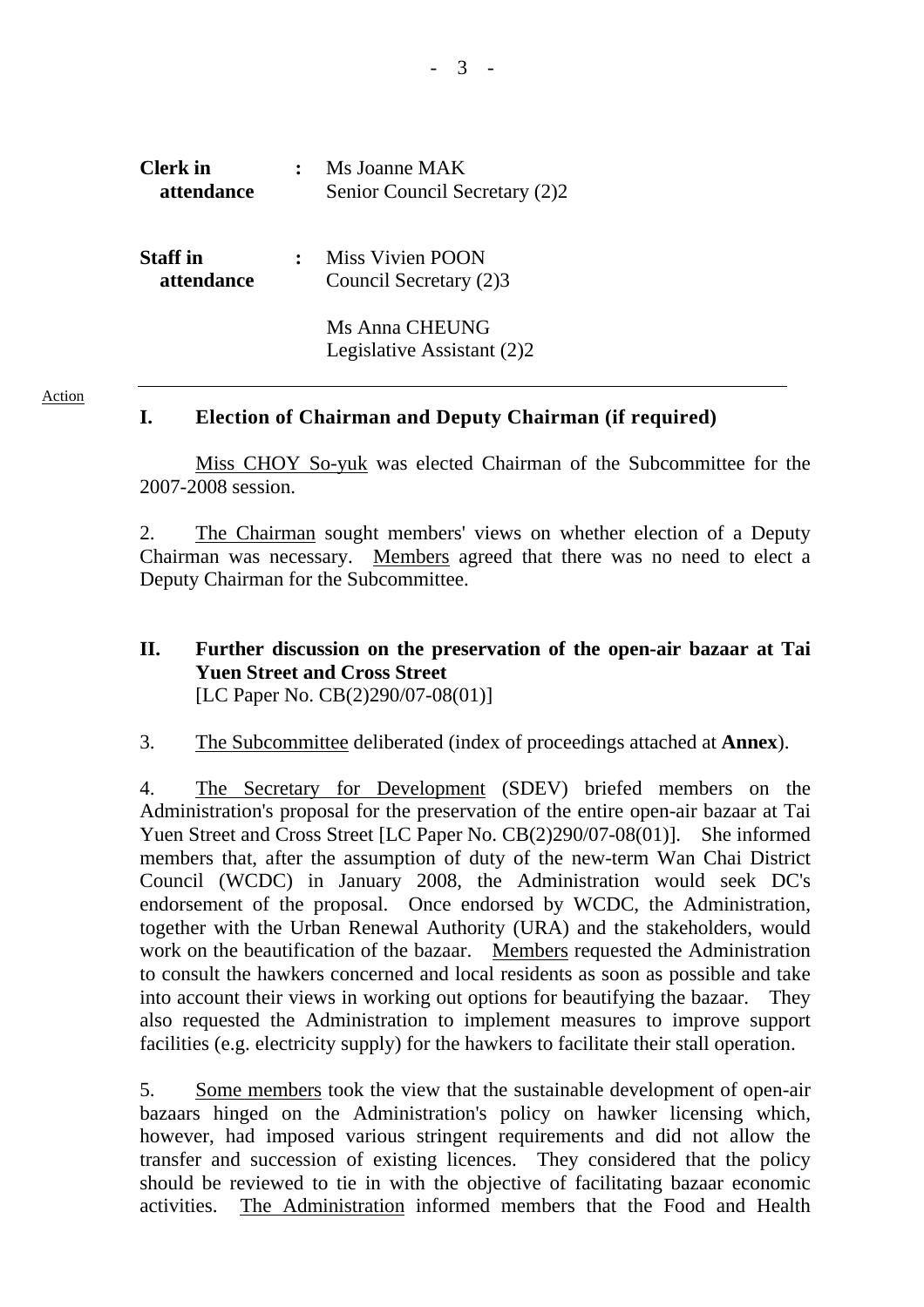| | | |
|---|---|---|
| **Clerk in attendance** | : | Ms Joanne MAK<br>Senior Council Secretary (2)2 |
| **Staff in attendance** | : | Miss Vivien POON<br>Council Secretary (2)3<br><br>Ms Anna CHEUNG<br>Legislative Assistant (2)2 |

---

Action

## I. Election of Chairman and Deputy Chairman (if required)

Miss CHOY So-yuk was elected Chairman of the Subcommittee for the 2007-2008 session.

2. The Chairman sought members' views on whether election of a Deputy Chairman was necessary. Members agreed that there was no need to elect a Deputy Chairman for the Subcommittee.

## II. Further discussion on the preservation of the open-air bazaar at Tai Yuen Street and Cross Street

[LC Paper No. CB(2)290/07-08(01)]

3. The Subcommittee deliberated (index of proceedings attached at **Annex**).

4. The Secretary for Development (SDEV) briefed members on the Administration's proposal for the preservation of the entire open-air bazaar at Tai Yuen Street and Cross Street [LC Paper No. CB(2)290/07-08(01)]. She informed members that, after the assumption of duty of the new-term Wan Chai District Council (WCDC) in January 2008, the Administration would seek DC's endorsement of the proposal. Once endorsed by WCDC, the Administration, together with the Urban Renewal Authority (URA) and the stakeholders, would work on the beautification of the bazaar. Members requested the Administration to consult the hawkers concerned and local residents as soon as possible and take into account their views in working out options for beautifying the bazaar. They also requested the Administration to implement measures to improve support facilities (e.g. electricity supply) for the hawkers to facilitate their stall operation.

5. Some members took the view that the sustainable development of open-air bazaars hinged on the Administration's policy on hawker licensing which, however, had imposed various stringent requirements and did not allow the transfer and succession of existing licences. They considered that the policy should be reviewed to tie in with the objective of facilitating bazaar economic activities. The Administration informed members that the Food and Health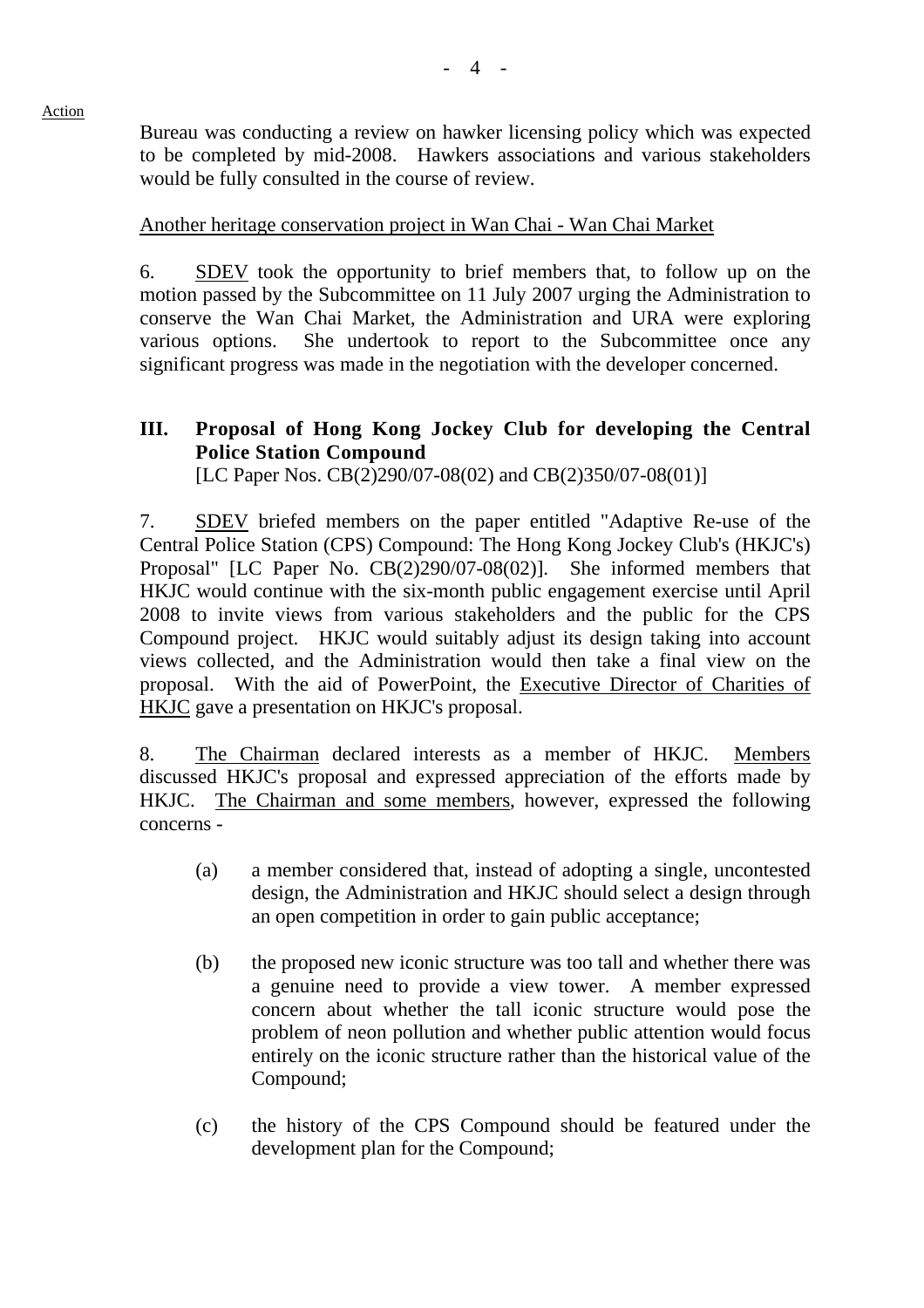Action

Bureau was conducting a review on hawker licensing policy which was expected to be completed by mid-2008. Hawkers associations and various stakeholders would be fully consulted in the course of review.

Another heritage conservation project in Wan Chai - Wan Chai Market

6. SDEV took the opportunity to brief members that, to follow up on the motion passed by the Subcommittee on 11 July 2007 urging the Administration to conserve the Wan Chai Market, the Administration and URA were exploring various options. She undertook to report to the Subcommittee once any significant progress was made in the negotiation with the developer concerned.

## III. Proposal of Hong Kong Jockey Club for developing the Central Police Station Compound

[LC Paper Nos. CB(2)290/07-08(02) and CB(2)350/07-08(01)]

7. SDEV briefed members on the paper entitled "Adaptive Re-use of the Central Police Station (CPS) Compound: The Hong Kong Jockey Club's (HKJC's) Proposal" [LC Paper No. CB(2)290/07-08(02)]. She informed members that HKJC would continue with the six-month public engagement exercise until April 2008 to invite views from various stakeholders and the public for the CPS Compound project. HKJC would suitably adjust its design taking into account views collected, and the Administration would then take a final view on the proposal. With the aid of PowerPoint, the Executive Director of Charities of HKJC gave a presentation on HKJC's proposal.

8. The Chairman declared interests as a member of HKJC. Members discussed HKJC's proposal and expressed appreciation of the efforts made by HKJC. The Chairman and some members, however, expressed the following concerns -

(a) a member considered that, instead of adopting a single, uncontested design, the Administration and HKJC should select a design through an open competition in order to gain public acceptance;

(b) the proposed new iconic structure was too tall and whether there was a genuine need to provide a view tower. A member expressed concern about whether the tall iconic structure would pose the problem of neon pollution and whether public attention would focus entirely on the iconic structure rather than the historical value of the Compound;

(c) the history of the CPS Compound should be featured under the development plan for the Compound;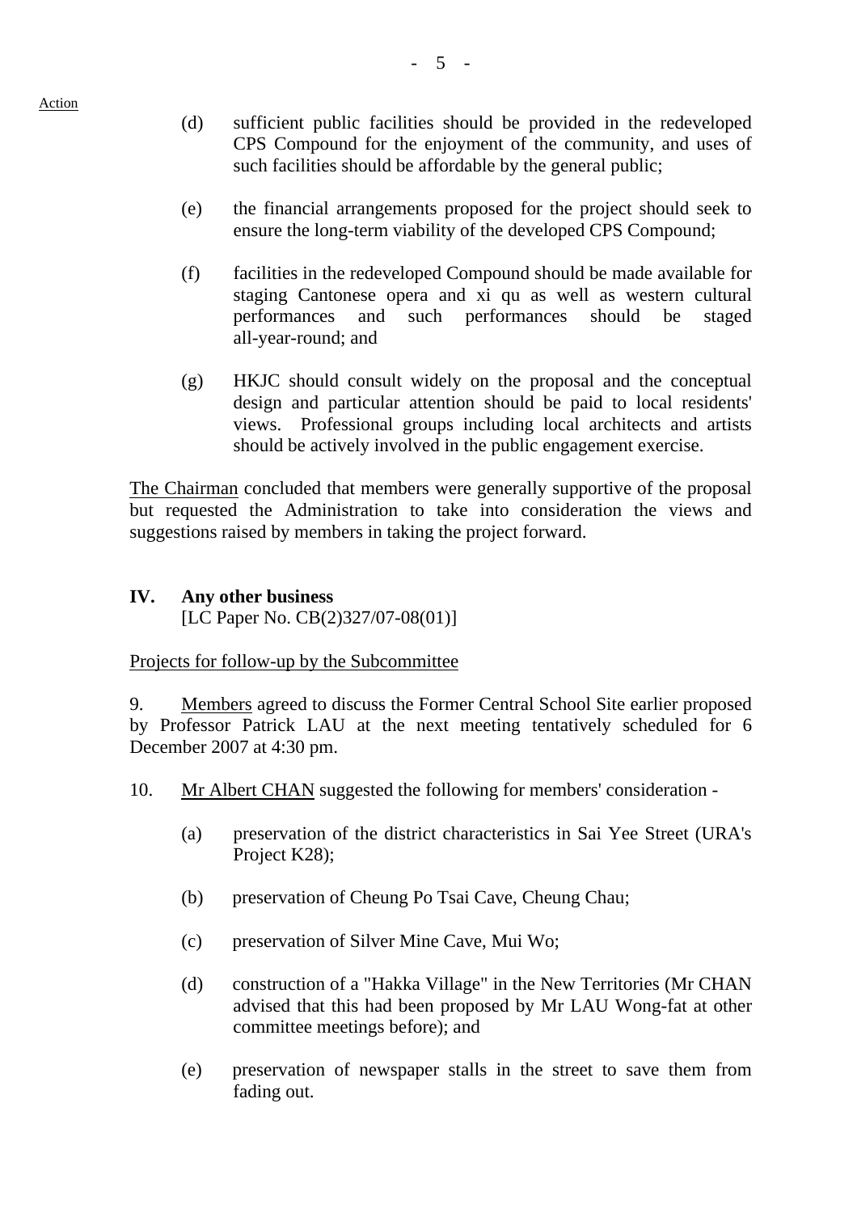(d) sufficient public facilities should be provided in the redeveloped CPS Compound for the enjoyment of the community, and uses of such facilities should be affordable by the general public;

(e) the financial arrangements proposed for the project should seek to ensure the long-term viability of the developed CPS Compound;

(f) facilities in the redeveloped Compound should be made available for staging Cantonese opera and xi qu as well as western cultural performances and such performances should be staged all-year-round; and

(g) HKJC should consult widely on the proposal and the conceptual design and particular attention should be paid to local residents' views. Professional groups including local architects and artists should be actively involved in the public engagement exercise.

The Chairman concluded that members were generally supportive of the proposal but requested the Administration to take into consideration the views and suggestions raised by members in taking the project forward.

## IV. Any other business

[LC Paper No. CB(2)327/07-08(01)]

Projects for follow-up by the Subcommittee

9. Members agreed to discuss the Former Central School Site earlier proposed by Professor Patrick LAU at the next meeting tentatively scheduled for 6 December 2007 at 4:30 pm.

10. Mr Albert CHAN suggested the following for members' consideration -

(a) preservation of the district characteristics in Sai Yee Street (URA's Project K28);

(b) preservation of Cheung Po Tsai Cave, Cheung Chau;

(c) preservation of Silver Mine Cave, Mui Wo;

(d) construction of a "Hakka Village" in the New Territories (Mr CHAN advised that this had been proposed by Mr LAU Wong-fat at other committee meetings before); and

(e) preservation of newspaper stalls in the street to save them from fading out.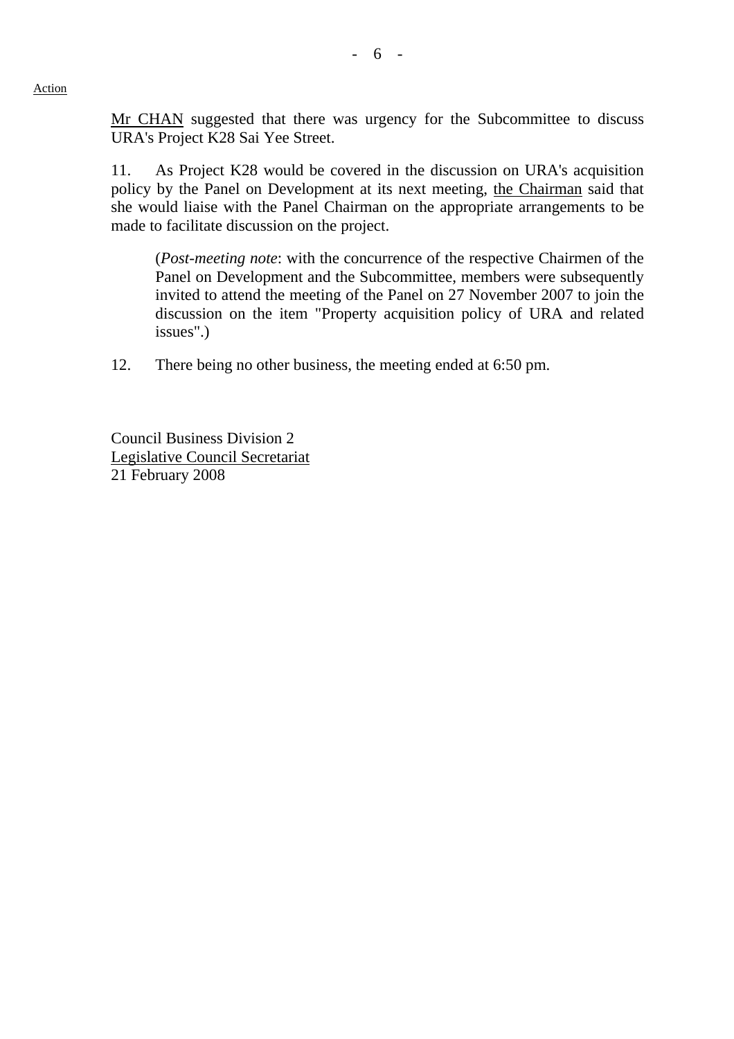Action

Mr CHAN suggested that there was urgency for the Subcommittee to discuss URA's Project K28 Sai Yee Street.

11. As Project K28 would be covered in the discussion on URA's acquisition policy by the Panel on Development at its next meeting, the Chairman said that she would liaise with the Panel Chairman on the appropriate arrangements to be made to facilitate discussion on the project.

> (*Post-meeting note*: with the concurrence of the respective Chairmen of the Panel on Development and the Subcommittee, members were subsequently invited to attend the meeting of the Panel on 27 November 2007 to join the discussion on the item "Property acquisition policy of URA and related issues".)

12. There being no other business, the meeting ended at 6:50 pm.

Council Business Division 2
Legislative Council Secretariat
21 February 2008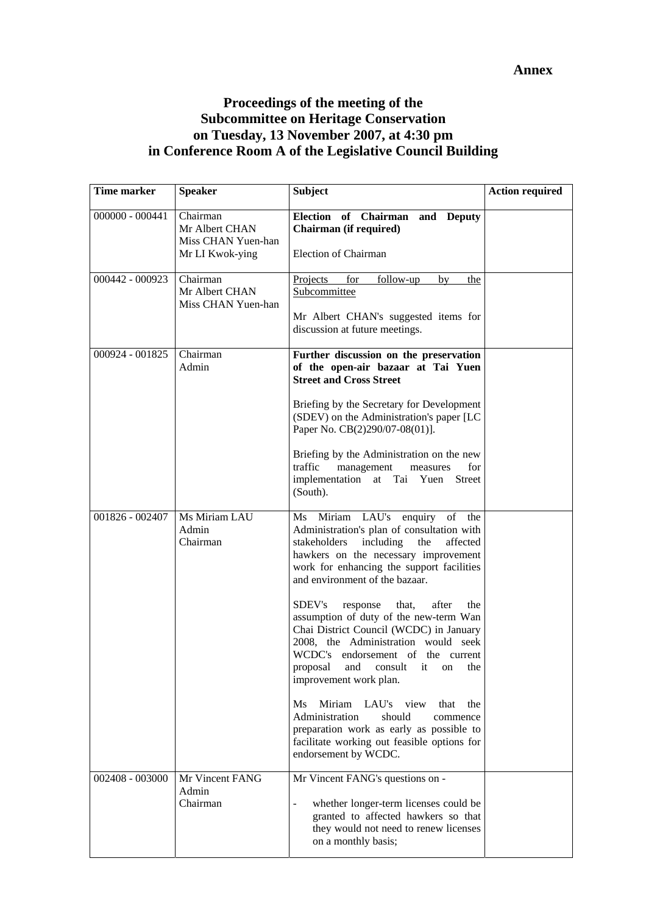**Annex**

# Proceedings of the meeting of the Subcommittee on Heritage Conservation on Tuesday, 13 November 2007, at 4:30 pm in Conference Room A of the Legislative Council Building

| Time marker | Speaker | Subject | Action required |
|---|---|---|---|
| 000000 - 000441 | Chairman<br>Mr Albert CHAN<br>Miss CHAN Yuen-han<br>Mr LI Kwok-ying | **Election of Chairman and Deputy Chairman (if required)**<br><br>Election of Chairman | |
| 000442 - 000923 | Chairman<br>Mr Albert CHAN<br>Miss CHAN Yuen-han | Projects for follow-up by the Subcommittee<br><br>Mr Albert CHAN's suggested items for discussion at future meetings. | |
| 000924 - 001825 | Chairman<br>Admin | **Further discussion on the preservation of the open-air bazaar at Tai Yuen Street and Cross Street**<br><br>Briefing by the Secretary for Development (SDEV) on the Administration's paper [LC Paper No. CB(2)290/07-08(01)].<br><br>Briefing by the Administration on the new traffic management measures for implementation at Tai Yuen Street (South). | |
| 001826 - 002407 | Ms Miriam LAU<br>Admin<br>Chairman | Ms Miriam LAU's enquiry of the Administration's plan of consultation with stakeholders including the affected hawkers on the necessary improvement work for enhancing the support facilities and environment of the bazaar.<br><br>SDEV's response that, after the assumption of duty of the new-term Wan Chai District Council (WCDC) in January 2008, the Administration would seek WCDC's endorsement of the current proposal and consult it on the improvement work plan.<br><br>Ms Miriam LAU's view that the Administration should commence preparation work as early as possible to facilitate working out feasible options for endorsement by WCDC. | |
| 002408 - 003000 | Mr Vincent FANG<br>Admin<br>Chairman | Mr Vincent FANG's questions on -<br><br>- whether longer-term licenses could be granted to affected hawkers so that they would not need to renew licenses on a monthly basis; | |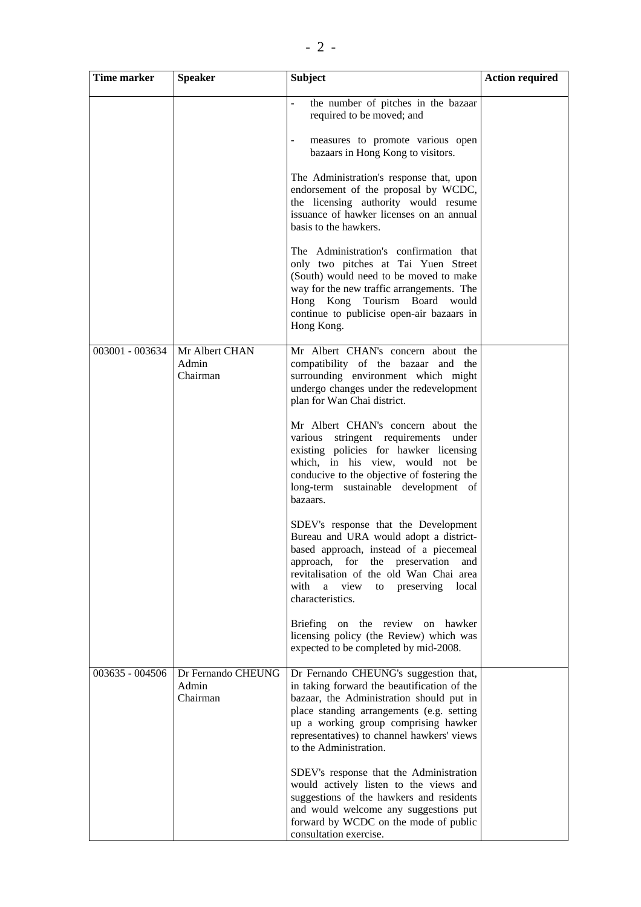| Time marker | Speaker | Subject | Action required |
|---|---|---|---|
| | | - the number of pitches in the bazaar required to be moved; and<br><br>- measures to promote various open bazaars in Hong Kong to visitors.<br><br>The Administration's response that, upon endorsement of the proposal by WCDC, the licensing authority would resume issuance of hawker licenses on an annual basis to the hawkers.<br><br>The Administration's confirmation that only two pitches at Tai Yuen Street (South) would need to be moved to make way for the new traffic arrangements. The Hong Kong Tourism Board would continue to publicise open-air bazaars in Hong Kong. | |
| 003001 - 003634 | Mr Albert CHAN<br>Admin<br>Chairman | Mr Albert CHAN's concern about the compatibility of the bazaar and the surrounding environment which might undergo changes under the redevelopment plan for Wan Chai district.<br><br>Mr Albert CHAN's concern about the various stringent requirements under existing policies for hawker licensing which, in his view, would not be conducive to the objective of fostering the long-term sustainable development of bazaars.<br><br>SDEV's response that the Development Bureau and URA would adopt a district-based approach, instead of a piecemeal approach, for the preservation and revitalisation of the old Wan Chai area with a view to preserving local characteristics.<br><br>Briefing on the review on hawker licensing policy (the Review) which was expected to be completed by mid-2008. | |
| 003635 - 004506 | Dr Fernando CHEUNG<br>Admin<br>Chairman | Dr Fernando CHEUNG's suggestion that, in taking forward the beautification of the bazaar, the Administration should put in place standing arrangements (e.g. setting up a working group comprising hawker representatives) to channel hawkers' views to the Administration.<br><br>SDEV's response that the Administration would actively listen to the views and suggestions of the hawkers and residents and would welcome any suggestions put forward by WCDC on the mode of public consultation exercise. | |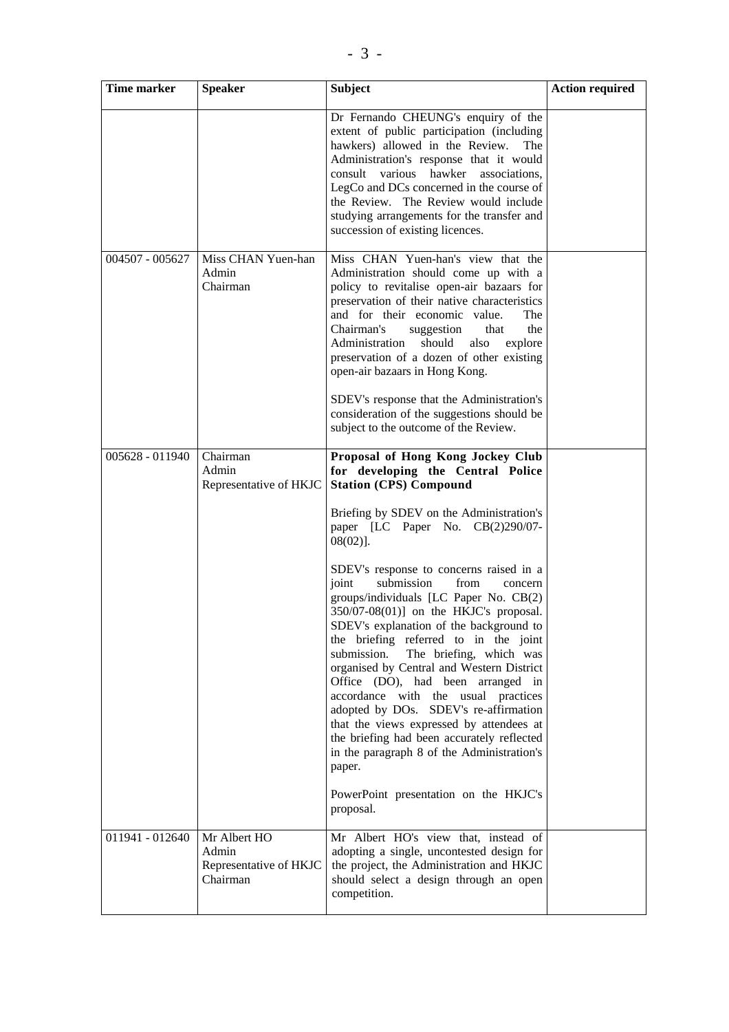| Time marker | Speaker | Subject | Action required |
|---|---|---|---|
| | | Dr Fernando CHEUNG's enquiry of the extent of public participation (including hawkers) allowed in the Review. The Administration's response that it would consult various hawker associations, LegCo and DCs concerned in the course of the Review. The Review would include studying arrangements for the transfer and succession of existing licences. | |
| 004507 - 005627 | Miss CHAN Yuen-han<br>Admin<br>Chairman | Miss CHAN Yuen-han's view that the Administration should come up with a policy to revitalise open-air bazaars for preservation of their native characteristics and for their economic value. The Chairman's suggestion that the Administration should also explore preservation of a dozen of other existing open-air bazaars in Hong Kong.<br><br>SDEV's response that the Administration's consideration of the suggestions should be subject to the outcome of the Review. | |
| 005628 - 011940 | Chairman<br>Admin<br>Representative of HKJC | **Proposal of Hong Kong Jockey Club for developing the Central Police Station (CPS) Compound**<br><br>Briefing by SDEV on the Administration's paper [LC Paper No. CB(2)290/07-08(02)].<br><br>SDEV's response to concerns raised in a joint submission from concern groups/individuals [LC Paper No. CB(2) 350/07-08(01)] on the HKJC's proposal. SDEV's explanation of the background to the briefing referred to in the joint submission. The briefing, which was organised by Central and Western District Office (DO), had been arranged in accordance with the usual practices adopted by DOs. SDEV's re-affirmation that the views expressed by attendees at the briefing had been accurately reflected in the paragraph 8 of the Administration's paper.<br><br>PowerPoint presentation on the HKJC's proposal. | |
| 011941 - 012640 | Mr Albert HO<br>Admin<br>Representative of HKJC<br>Chairman | Mr Albert HO's view that, instead of adopting a single, uncontested design for the project, the Administration and HKJC should select a design through an open competition. | |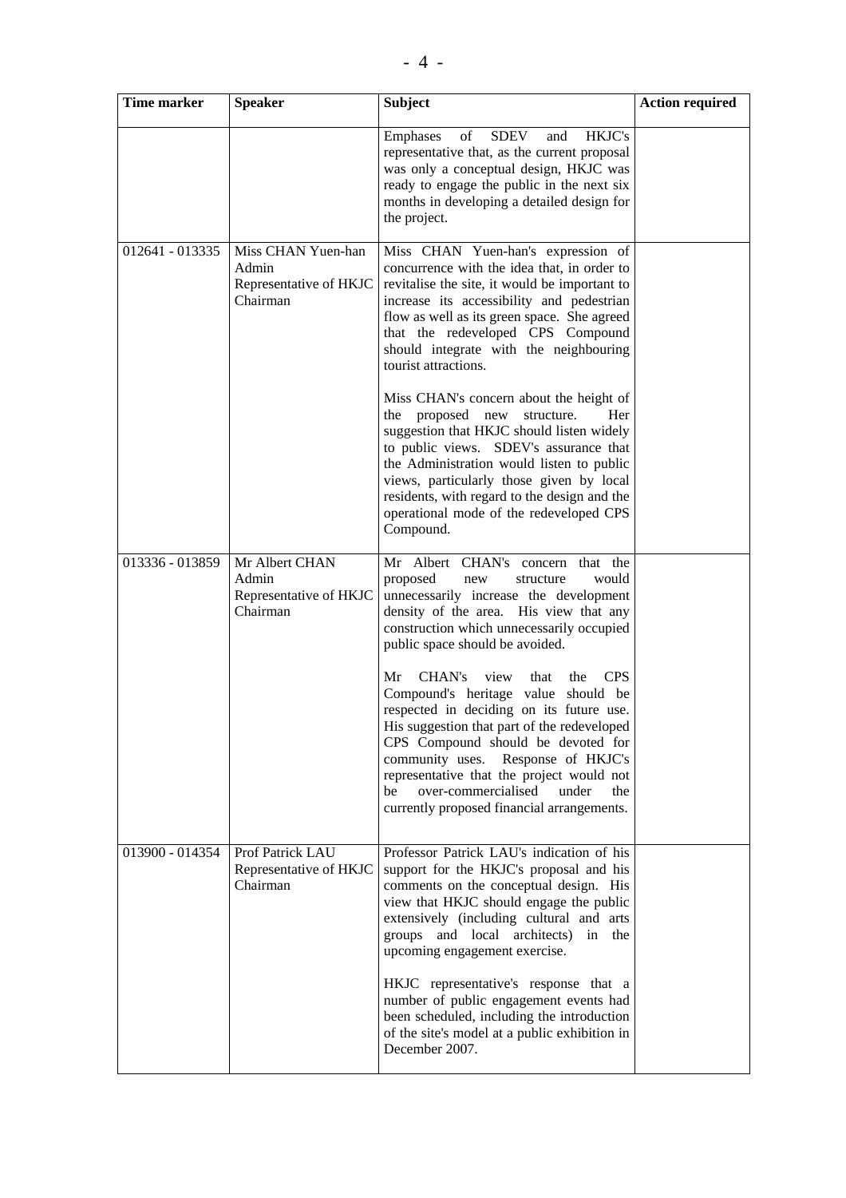| Time marker | Speaker | Subject | Action required |
|---|---|---|---|
| | | Emphases of SDEV and HKJC's representative that, as the current proposal was only a conceptual design, HKJC was ready to engage the public in the next six months in developing a detailed design for the project. | |
| 012641 - 013335 | Miss CHAN Yuen-han<br>Admin<br>Representative of HKJC<br>Chairman | Miss CHAN Yuen-han's expression of concurrence with the idea that, in order to revitalise the site, it would be important to increase its accessibility and pedestrian flow as well as its green space. She agreed that the redeveloped CPS Compound should integrate with the neighbouring tourist attractions.<br><br>Miss CHAN's concern about the height of the proposed new structure. Her suggestion that HKJC should listen widely to public views. SDEV's assurance that the Administration would listen to public views, particularly those given by local residents, with regard to the design and the operational mode of the redeveloped CPS Compound. | |
| 013336 - 013859 | Mr Albert CHAN<br>Admin<br>Representative of HKJC<br>Chairman | Mr Albert CHAN's concern that the proposed new structure would unnecessarily increase the development density of the area. His view that any construction which unnecessarily occupied public space should be avoided.<br><br>Mr CHAN's view that the CPS Compound's heritage value should be respected in deciding on its future use. His suggestion that part of the redeveloped CPS Compound should be devoted for community uses. Response of HKJC's representative that the project would not be over-commercialised under the currently proposed financial arrangements. | |
| 013900 - 014354 | Prof Patrick LAU<br>Representative of HKJC<br>Chairman | Professor Patrick LAU's indication of his support for the HKJC's proposal and his comments on the conceptual design. His view that HKJC should engage the public extensively (including cultural and arts groups and local architects) in the upcoming engagement exercise.<br><br>HKJC representative's response that a number of public engagement events had been scheduled, including the introduction of the site's model at a public exhibition in December 2007. | |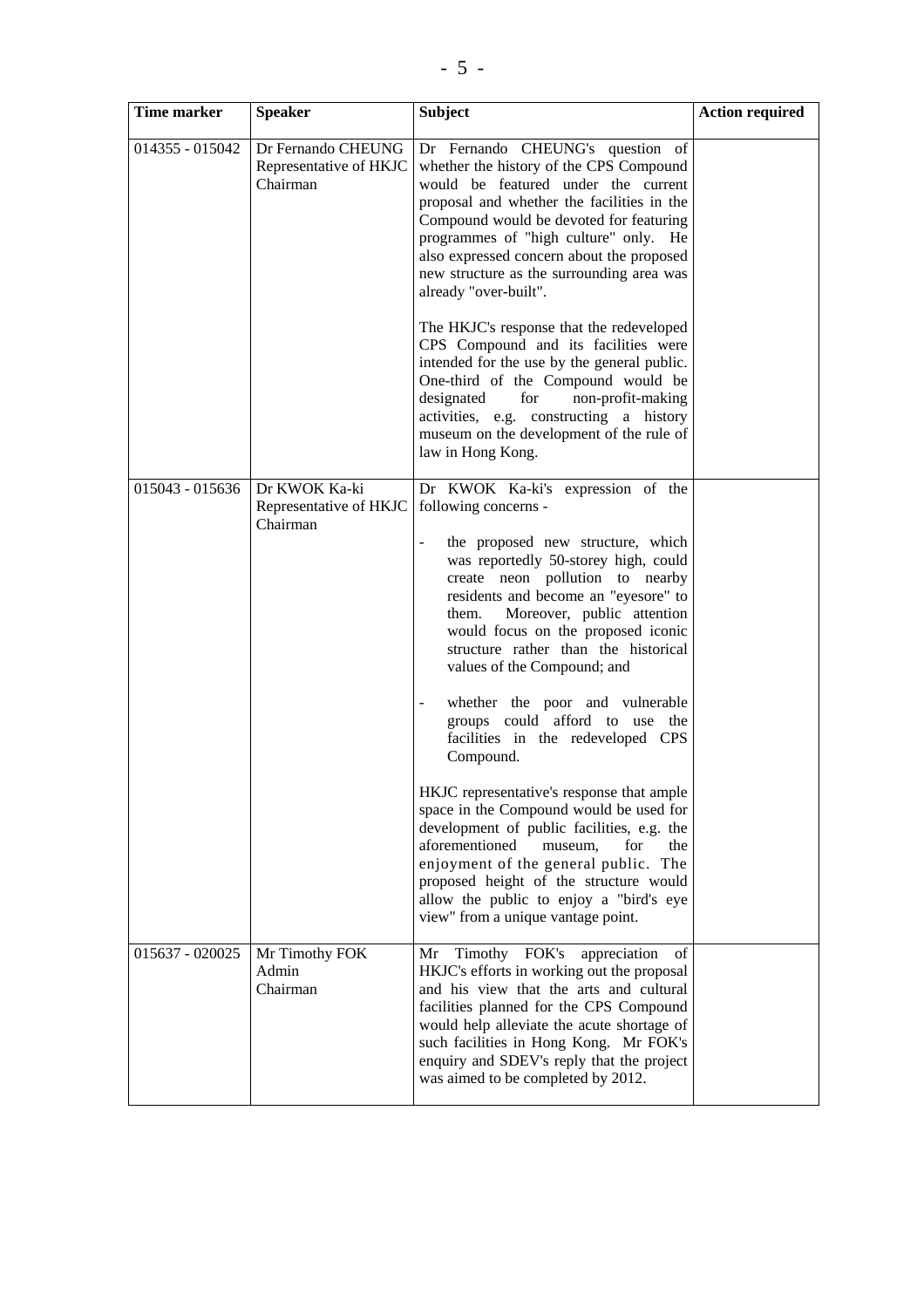| Time marker | Speaker | Subject | Action required |
|---|---|---|---|
| 014355 - 015042 | Dr Fernando CHEUNG<br>Representative of HKJC<br>Chairman | Dr Fernando CHEUNG's question of whether the history of the CPS Compound would be featured under the current proposal and whether the facilities in the Compound would be devoted for featuring programmes of "high culture" only. He also expressed concern about the proposed new structure as the surrounding area was already "over-built".<br><br>The HKJC's response that the redeveloped CPS Compound and its facilities were intended for the use by the general public. One-third of the Compound would be designated for non-profit-making activities, e.g. constructing a history museum on the development of the rule of law in Hong Kong. | |
| 015043 - 015636 | Dr KWOK Ka-ki<br>Representative of HKJC<br>Chairman | Dr KWOK Ka-ki's expression of the following concerns -<br><br>- the proposed new structure, which was reportedly 50-storey high, could create neon pollution to nearby residents and become an "eyesore" to them. Moreover, public attention would focus on the proposed iconic structure rather than the historical values of the Compound; and<br><br>- whether the poor and vulnerable groups could afford to use the facilities in the redeveloped CPS Compound.<br><br>HKJC representative's response that ample space in the Compound would be used for development of public facilities, e.g. the aforementioned museum, for the enjoyment of the general public. The proposed height of the structure would allow the public to enjoy a "bird's eye view" from a unique vantage point. | |
| 015637 - 020025 | Mr Timothy FOK<br>Admin<br>Chairman | Mr Timothy FOK's appreciation of HKJC's efforts in working out the proposal and his view that the arts and cultural facilities planned for the CPS Compound would help alleviate the acute shortage of such facilities in Hong Kong. Mr FOK's enquiry and SDEV's reply that the project was aimed to be completed by 2012. | |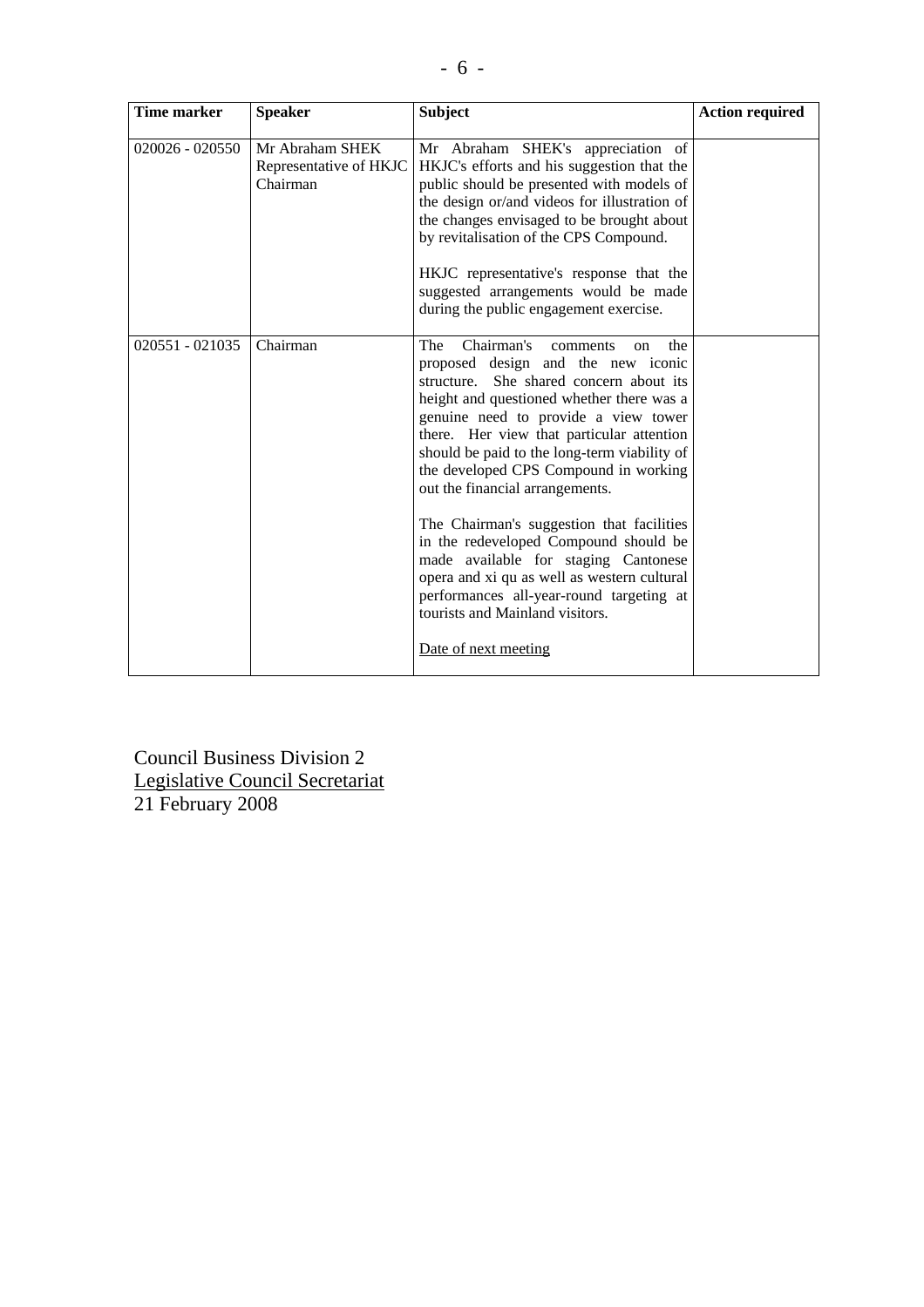| Time marker | Speaker | Subject | Action required |
|---|---|---|---|
| 020026 - 020550 | Mr Abraham SHEK<br>Representative of HKJC<br>Chairman | Mr Abraham SHEK's appreciation of HKJC's efforts and his suggestion that the public should be presented with models of the design or/and videos for illustration of the changes envisaged to be brought about by revitalisation of the CPS Compound.<br><br>HKJC representative's response that the suggested arrangements would be made during the public engagement exercise. | |
| 020551 - 021035 | Chairman | The Chairman's comments on the proposed design and the new iconic structure. She shared concern about its height and questioned whether there was a genuine need to provide a view tower there. Her view that particular attention should be paid to the long-term viability of the developed CPS Compound in working out the financial arrangements.<br><br>The Chairman's suggestion that facilities in the redeveloped Compound should be made available for staging Cantonese opera and xi qu as well as western cultural performances all-year-round targeting at tourists and Mainland visitors.<br><br>Date of next meeting | |

Council Business Division 2
Legislative Council Secretariat
21 February 2008